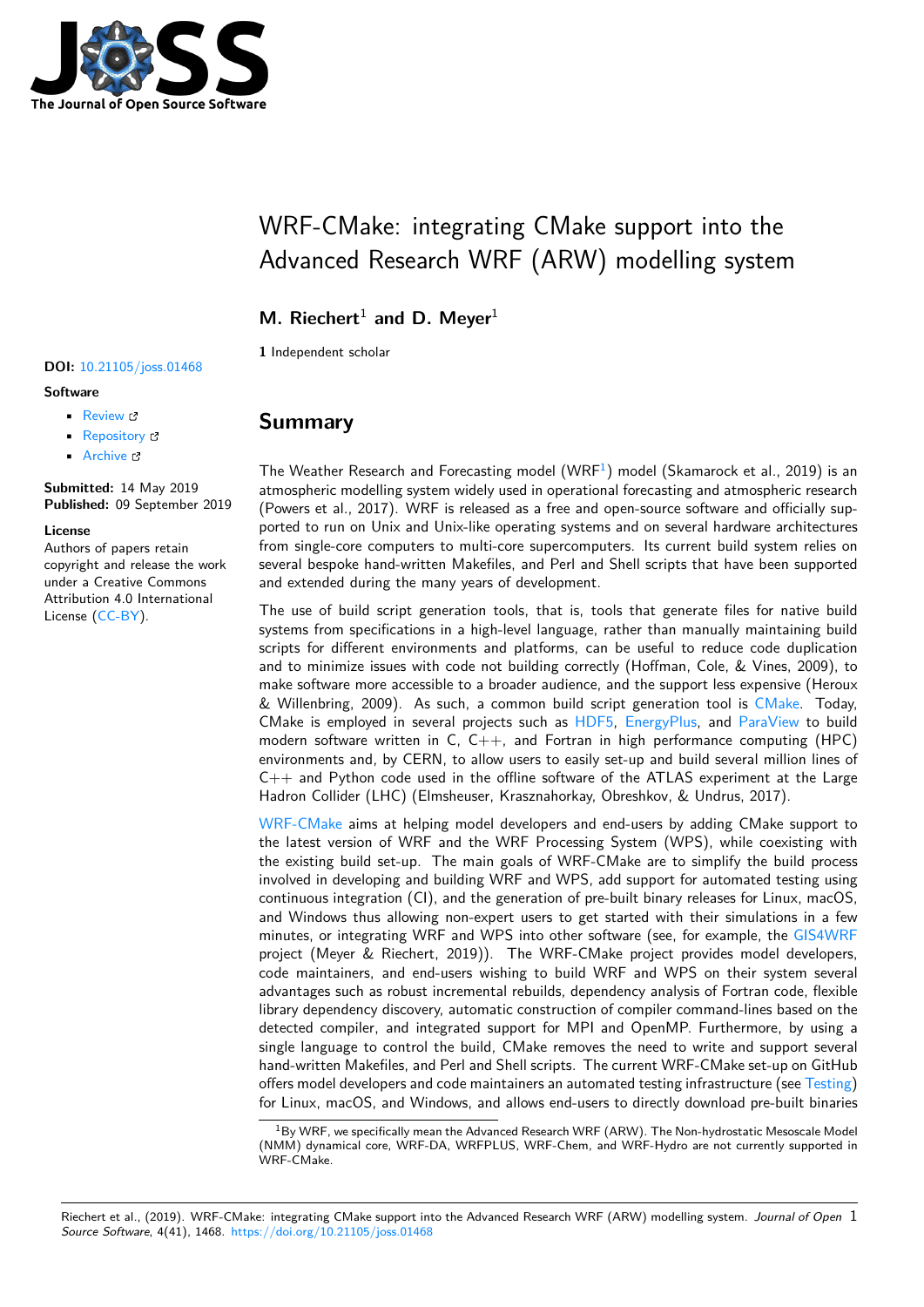# WRF-CMake: integrating CMake support into the Advanced Research WRF (ARW) modelling system

**M. Riechert**[1] **and D. Meyer**[1]

**1** Independent scholar

**DOI:** 10.21105/joss.01468

**Software**

- Review
- Repository
- Archive

**Submitted:** 14 May 2019
**Published:** 09 September 2019

**License**
Authors of papers retain copyright and release the work under a Creative Commons Attribution 4.0 International License (CC-BY).

## Summary

The Weather Research and Forecasting model (WRF[1]) model (Skamarock et al., 2019) is an atmospheric modelling system widely used in operational forecasting and atmospheric research (Powers et al., 2017). WRF is released as a free and open-source software and officially supported to run on Unix and Unix-like operating systems and on several hardware architectures from single-core computers to multi-core supercomputers. Its current build system relies on several bespoke hand-written Makefiles, and Perl and Shell scripts that have been supported and extended during the many years of development.

The use of build script generation tools, that is, tools that generate files for native build systems from specifications in a high-level language, rather than manually maintaining build scripts for different environments and platforms, can be useful to reduce code duplication and to minimize issues with code not building correctly (Hoffman, Cole, & Vines, 2009), to make software more accessible to a broader audience, and the support less expensive (Heroux & Willenbring, 2009). As such, a common build script generation tool is CMake. Today, CMake is employed in several projects such as HDF5, EnergyPlus, and ParaView to build modern software written in C, C++, and Fortran in high performance computing (HPC) environments and, by CERN, to allow users to easily set-up and build several million lines of C++ and Python code used in the offline software of the ATLAS experiment at the Large Hadron Collider (LHC) (Elmsheuser, Krasznahorkay, Obreshkov, & Undrus, 2017).

WRF-CMake aims at helping model developers and end-users by adding CMake support to the latest version of WRF and the WRF Processing System (WPS), while coexisting with the existing build set-up. The main goals of WRF-CMake are to simplify the build process involved in developing and building WRF and WPS, add support for automated testing using continuous integration (CI), and the generation of pre-built binary releases for Linux, macOS, and Windows thus allowing non-expert users to get started with their simulations in a few minutes, or integrating WRF and WPS into other software (see, for example, the GIS4WRF project (Meyer & Riechert, 2019)). The WRF-CMake project provides model developers, code maintainers, and end-users wishing to build WRF and WPS on their system several advantages such as robust incremental rebuilds, dependency analysis of Fortran code, flexible library dependency discovery, automatic construction of compiler command-lines based on the detected compiler, and integrated support for MPI and OpenMP. Furthermore, by using a single language to control the build, CMake removes the need to write and support several hand-written Makefiles, and Perl and Shell scripts. The current WRF-CMake set-up on GitHub offers model developers and code maintainers an automated testing infrastructure (see Testing) for Linux, macOS, and Windows, and allows end-users to directly download pre-built binaries

[1] By WRF, we specifically mean the Advanced Research WRF (ARW). The Non-hydrostatic Mesoscale Model (NMM) dynamical core, WRF-DA, WRFPLUS, WRF-Chem, and WRF-Hydro are not currently supported in WRF-CMake.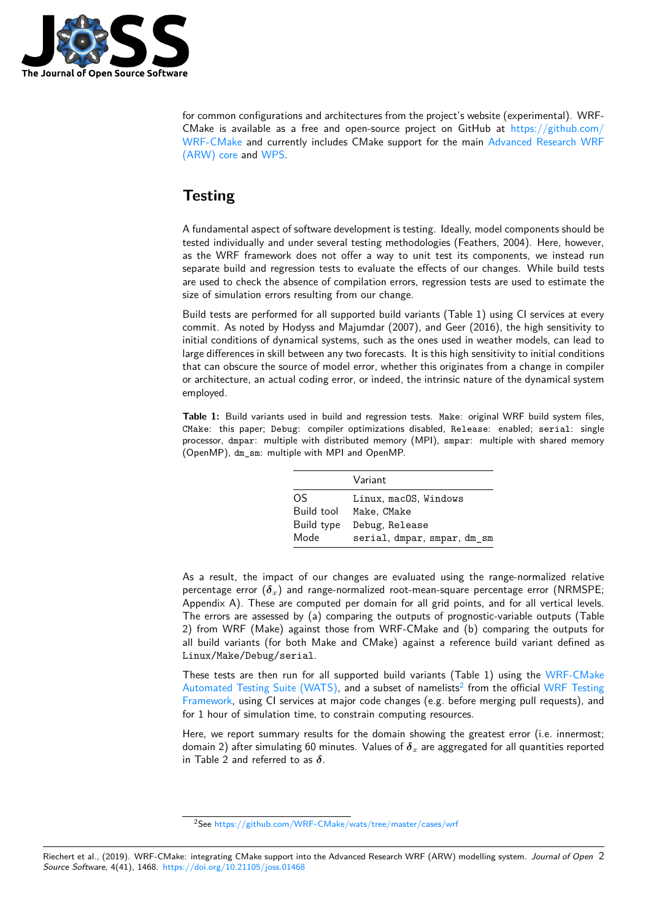for common configurations and architectures from the project's website (experimental). WRF-CMake is available as a free and open-source project on GitHub at https://github.com/WRF-CMake and currently includes CMake support for the main Advanced Research WRF (ARW) core and WPS.

## Testing

A fundamental aspect of software development is testing. Ideally, model components should be tested individually and under several testing methodologies (Feathers, 2004). Here, however, as the WRF framework does not offer a way to unit test its components, we instead run separate build and regression tests to evaluate the effects of our changes. While build tests are used to check the absence of compilation errors, regression tests are used to estimate the size of simulation errors resulting from our change.

Build tests are performed for all supported build variants (Table 1) using CI services at every commit. As noted by Hodyss and Majumdar (2007), and Geer (2016), the high sensitivity to initial conditions of dynamical systems, such as the ones used in weather models, can lead to large differences in skill between any two forecasts. It is this high sensitivity to initial conditions that can obscure the source of model error, whether this originates from a change in compiler or architecture, an actual coding error, or indeed, the intrinsic nature of the dynamical system employed.

**Table 1:** Build variants used in build and regression tests. `Make`: original WRF build system files, `CMake`: this paper; `Debug`: compiler optimizations disabled, `Release`: enabled; `serial`: single processor, `dmpar`: multiple with distributed memory (MPI), `smpar`: multiple with shared memory (OpenMP), `dm_sm`: multiple with MPI and OpenMP.

| | Variant |
|---|---|
| OS | `Linux`, `macOS`, `Windows` |
| Build tool | `Make`, `CMake` |
| Build type | `Debug`, `Release` |
| Mode | `serial`, `dmpar`, `smpar`, `dm_sm` |

As a result, the impact of our changes are evaluated using the range-normalized relative percentage error ($\boldsymbol{\delta}_x$) and range-normalized root-mean-square percentage error (NRMSPE; Appendix A). These are computed per domain for all grid points, and for all vertical levels. The errors are assessed by (a) comparing the outputs of prognostic-variable outputs (Table 2) from WRF (Make) against those from WRF-CMake and (b) comparing the outputs for all build variants (for both Make and CMake) against a reference build variant defined as `Linux/Make/Debug/serial`.

These tests are then run for all supported build variants (Table 1) using the WRF-CMake Automated Testing Suite (WATS), and a subset of namelists[2] from the official WRF Testing Framework, using CI services at major code changes (e.g. before merging pull requests), and for 1 hour of simulation time, to constrain computing resources.

Here, we report summary results for the domain showing the greatest error (i.e. innermost; domain 2) after simulating 60 minutes. Values of $\boldsymbol{\delta}_x$ are aggregated for all quantities reported in Table 2 and referred to as $\boldsymbol{\delta}$.

[2] See https://github.com/WRF-CMake/wats/tree/master/cases/wrf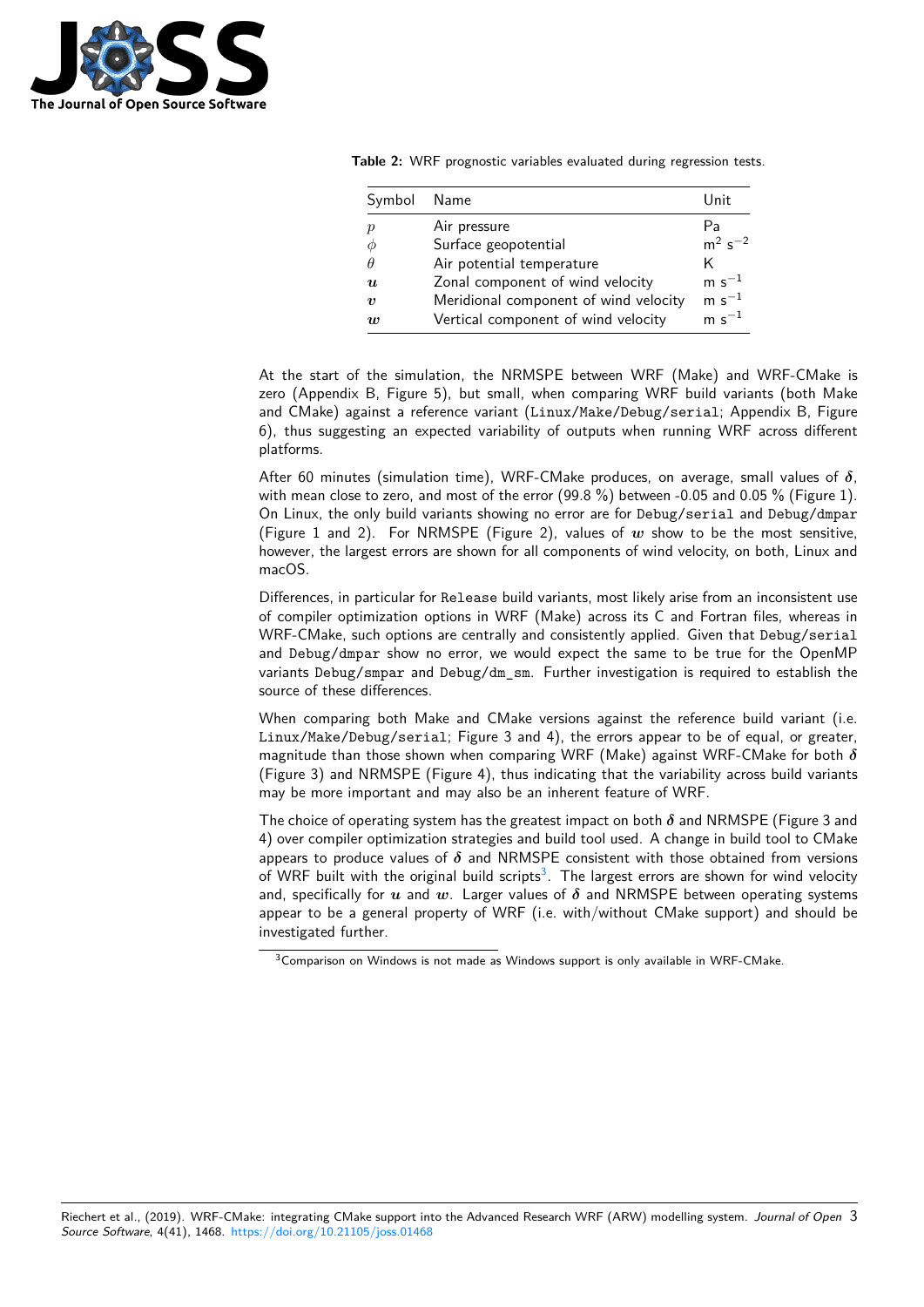**Table 2:** WRF prognostic variables evaluated during regression tests.

| Symbol | Name | Unit |
|---|---|---|
| $p$ | Air pressure | Pa |
| $\phi$ | Surface geopotential | m$^2$ s$^{-2}$ |
| $\theta$ | Air potential temperature | K |
| $\boldsymbol{u}$ | Zonal component of wind velocity | m s$^{-1}$ |
| $\boldsymbol{v}$ | Meridional component of wind velocity | m s$^{-1}$ |
| $\boldsymbol{w}$ | Vertical component of wind velocity | m s$^{-1}$ |

At the start of the simulation, the NRMSPE between WRF (Make) and WRF-CMake is zero (Appendix B, Figure 5), but small, when comparing WRF build variants (both Make and CMake) against a reference variant (`Linux/Make/Debug/serial`; Appendix B, Figure 6), thus suggesting an expected variability of outputs when running WRF across different platforms.

After 60 minutes (simulation time), WRF-CMake produces, on average, small values of $\boldsymbol{\delta}$, with mean close to zero, and most of the error (99.8 %) between -0.05 and 0.05 % (Figure 1). On Linux, the only build variants showing no error are for `Debug/serial` and `Debug/dmpar` (Figure 1 and 2). For NRMSPE (Figure 2), values of $\boldsymbol{w}$ show to be the most sensitive, however, the largest errors are shown for all components of wind velocity, on both, Linux and macOS.

Differences, in particular for `Release` build variants, most likely arise from an inconsistent use of compiler optimization options in WRF (Make) across its C and Fortran files, whereas in WRF-CMake, such options are centrally and consistently applied. Given that `Debug/serial` and `Debug/dmpar` show no error, we would expect the same to be true for the OpenMP variants `Debug/smpar` and `Debug/dm_sm`. Further investigation is required to establish the source of these differences.

When comparing both Make and CMake versions against the reference build variant (i.e. `Linux/Make/Debug/serial`; Figure 3 and 4), the errors appear to be of equal, or greater, magnitude than those shown when comparing WRF (Make) against WRF-CMake for both $\boldsymbol{\delta}$ (Figure 3) and NRMSPE (Figure 4), thus indicating that the variability across build variants may be more important and may also be an inherent feature of WRF.

The choice of operating system has the greatest impact on both $\boldsymbol{\delta}$ and NRMSPE (Figure 3 and 4) over compiler optimization strategies and build tool used. A change in build tool to CMake appears to produce values of $\boldsymbol{\delta}$ and NRMSPE consistent with those obtained from versions of WRF built with the original build scripts[3]. The largest errors are shown for wind velocity and, specifically for $\boldsymbol{u}$ and $\boldsymbol{w}$. Larger values of $\boldsymbol{\delta}$ and NRMSPE between operating systems appear to be a general property of WRF (i.e. with/without CMake support) and should be investigated further.

[3] Comparison on Windows is not made as Windows support is only available in WRF-CMake.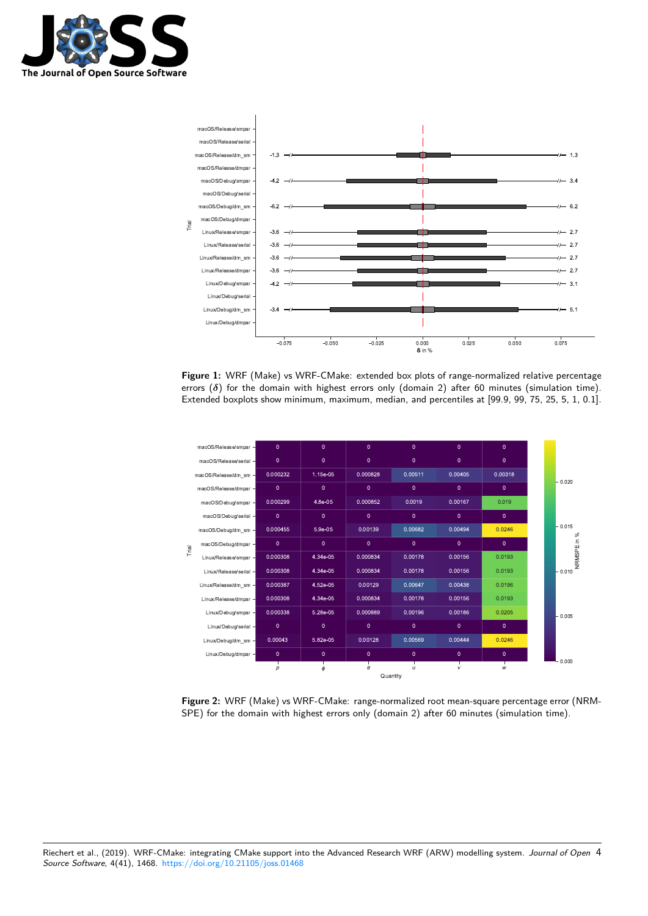**Figure 1:** WRF (Make) vs WRF-CMake: extended box plots of range-normalized relative percentage errors ($\delta$) for the domain with highest errors only (domain 2) after 60 minutes (simulation time). Extended boxplots show minimum, maximum, median, and percentiles at [99.9, 99, 75, 25, 5, 1, 0.1].

**Figure 2:** WRF (Make) vs WRF-CMake: range-normalized root mean-square percentage error (NRMSPE) for the domain with highest errors only (domain 2) after 60 minutes (simulation time).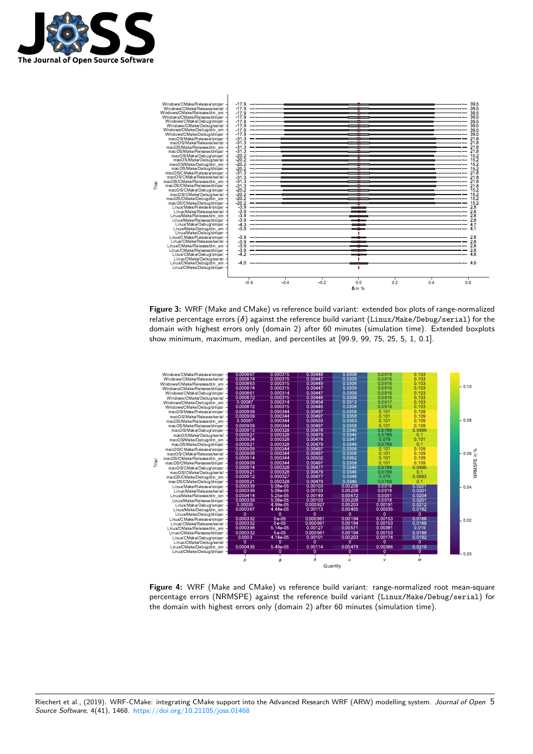**Figure 3:** WRF (Make and CMake) vs reference build variant: extended box plots of range-normalized relative percentage errors ($\delta$) against the reference build variant (`Linux/Make/Debug/serial`) for the domain with highest errors only (domain 2) after 60 minutes (simulation time). Extended boxplots show minimum, maximum, median, and percentiles at [99.9, 99, 75, 25, 5, 1, 0.1].

**Figure 4:** WRF (Make and CMake) vs reference build variant: range-normalized root mean-square percentage errors (NRMSPE) against the reference build variant (`Linux/Make/Debug/serial`) for the domain with highest errors only (domain 2) after 60 minutes (simulation time).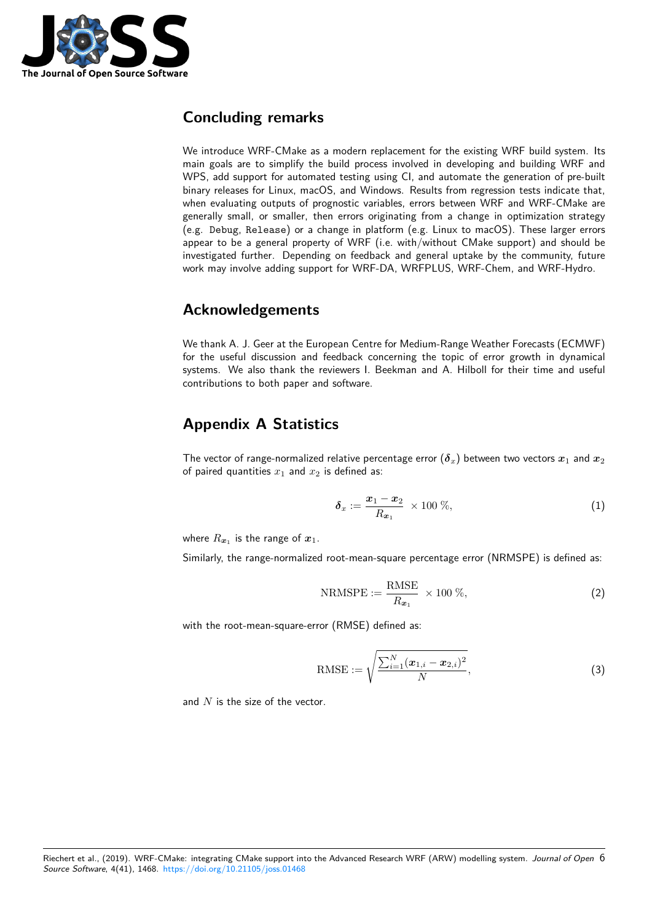## Concluding remarks

We introduce WRF-CMake as a modern replacement for the existing WRF build system. Its main goals are to simplify the build process involved in developing and building WRF and WPS, add support for automated testing using CI, and automate the generation of pre-built binary releases for Linux, macOS, and Windows. Results from regression tests indicate that, when evaluating outputs of prognostic variables, errors between WRF and WRF-CMake are generally small, or smaller, then errors originating from a change in optimization strategy (e.g. `Debug`, `Release`) or a change in platform (e.g. Linux to macOS). These larger errors appear to be a general property of WRF (i.e. with/without CMake support) and should be investigated further. Depending on feedback and general uptake by the community, future work may involve adding support for WRF-DA, WRFPLUS, WRF-Chem, and WRF-Hydro.

## Acknowledgements

We thank A. J. Geer at the European Centre for Medium-Range Weather Forecasts (ECMWF) for the useful discussion and feedback concerning the topic of error growth in dynamical systems. We also thank the reviewers I. Beekman and A. Hilboll for their time and useful contributions to both paper and software.

## Appendix A Statistics

The vector of range-normalized relative percentage error ($\boldsymbol{\delta}_x$) between two vectors $\boldsymbol{x}_1$ and $\boldsymbol{x}_2$ of paired quantities $x_1$ and $x_2$ is defined as:

$$\boldsymbol{\delta}_x := \frac{\boldsymbol{x}_1 - \boldsymbol{x}_2}{R_{\boldsymbol{x}_1}} \times 100\,\%, \tag{1}$$

where $R_{\boldsymbol{x}_1}$ is the range of $\boldsymbol{x}_1$.

Similarly, the range-normalized root-mean-square percentage error (NRMSPE) is defined as:

$$\mathrm{NRMSPE} := \frac{\mathrm{RMSE}}{R_{\boldsymbol{x}_1}} \times 100\,\%, \tag{2}$$

with the root-mean-square-error (RMSE) defined as:

$$\mathrm{RMSE} := \sqrt{\frac{\sum_{i=1}^{N}(\boldsymbol{x}_{1,i} - \boldsymbol{x}_{2,i})^2}{N}}, \tag{3}$$

and $N$ is the size of the vector.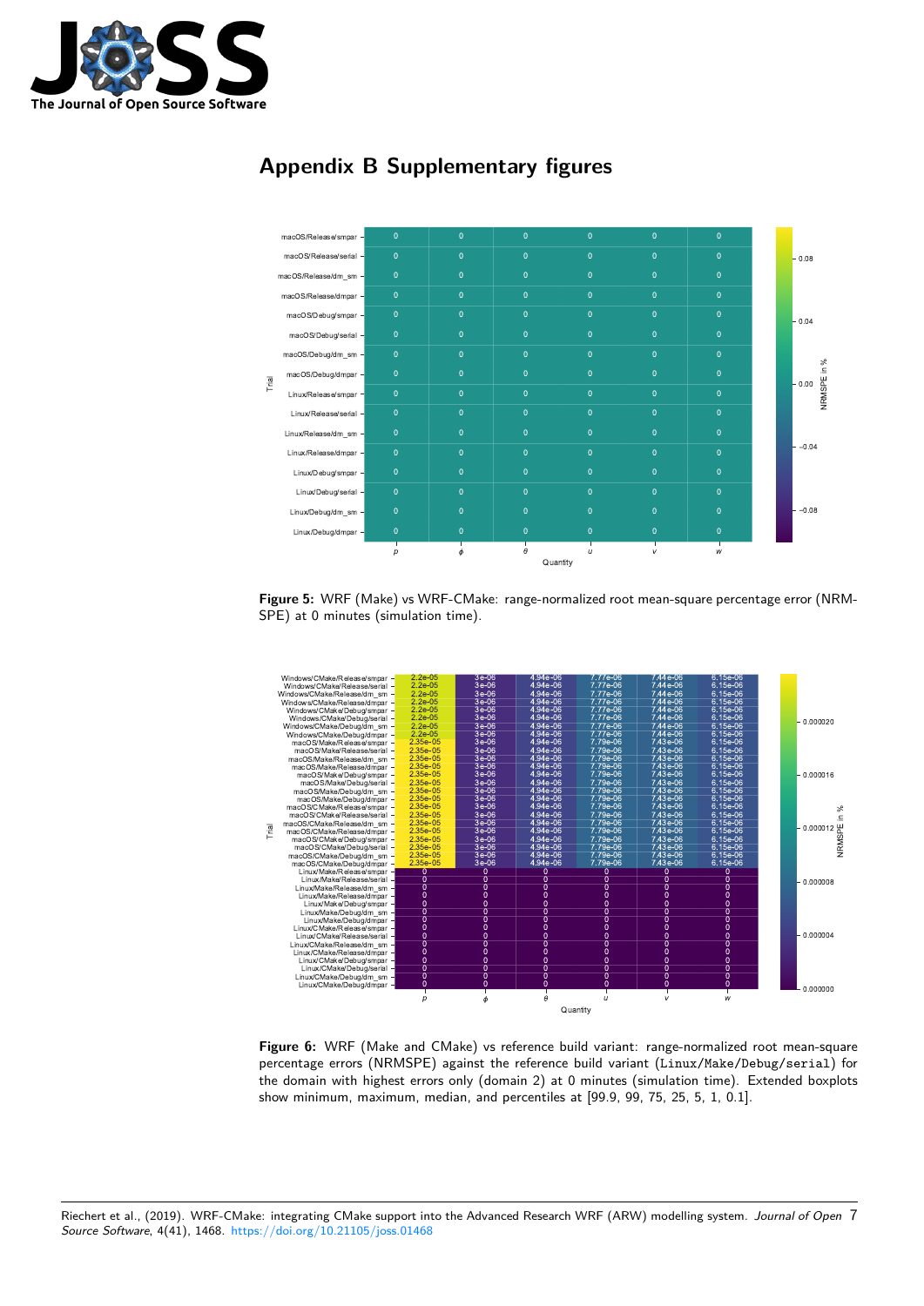## Appendix B Supplementary figures

Figure 5: WRF (Make) vs WRF-CMake: range-normalized root mean-square percentage error (NRMSPE) at 0 minutes (simulation time).

Figure 6: WRF (Make and CMake) vs reference build variant: range-normalized root mean-square percentage errors (NRMSPE) against the reference build variant (`Linux/Make/Debug/serial`) for the domain with highest errors only (domain 2) at 0 minutes (simulation time). Extended boxplots show minimum, maximum, median, and percentiles at [99.9, 99, 75, 25, 5, 1, 0.1].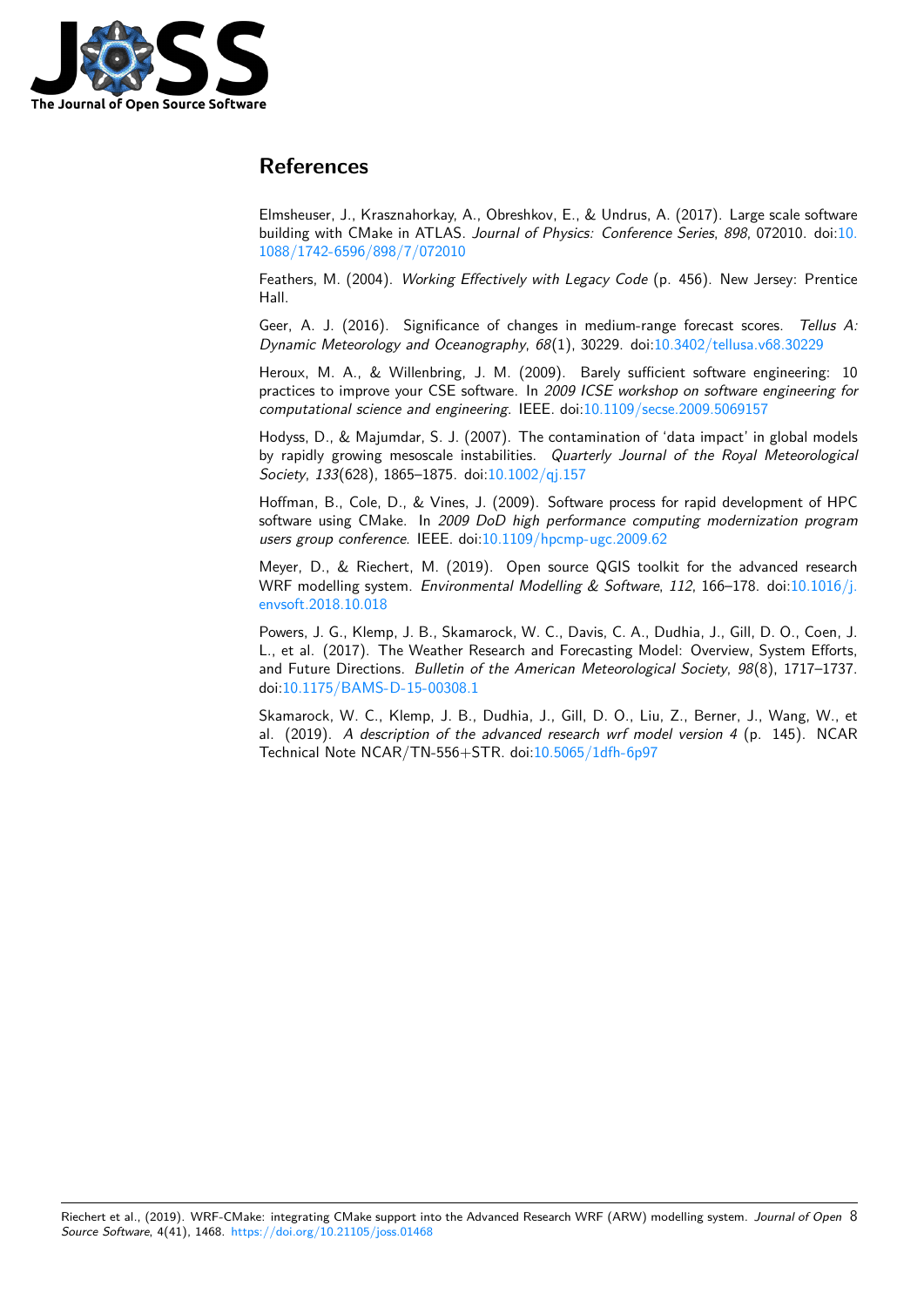## References

Elmsheuser, J., Krasznahorkay, A., Obreshkov, E., & Undrus, A. (2017). Large scale software building with CMake in ATLAS. *Journal of Physics: Conference Series*, *898*, 072010. doi:10.1088/1742-6596/898/7/072010

Feathers, M. (2004). *Working Effectively with Legacy Code* (p. 456). New Jersey: Prentice Hall.

Geer, A. J. (2016). Significance of changes in medium-range forecast scores. *Tellus A: Dynamic Meteorology and Oceanography*, *68*(1), 30229. doi:10.3402/tellusa.v68.30229

Heroux, M. A., & Willenbring, J. M. (2009). Barely sufficient software engineering: 10 practices to improve your CSE software. In *2009 ICSE workshop on software engineering for computational science and engineering*. IEEE. doi:10.1109/secse.2009.5069157

Hodyss, D., & Majumdar, S. J. (2007). The contamination of 'data impact' in global models by rapidly growing mesoscale instabilities. *Quarterly Journal of the Royal Meteorological Society*, *133*(628), 1865–1875. doi:10.1002/qj.157

Hoffman, B., Cole, D., & Vines, J. (2009). Software process for rapid development of HPC software using CMake. In *2009 DoD high performance computing modernization program users group conference*. IEEE. doi:10.1109/hpcmp-ugc.2009.62

Meyer, D., & Riechert, M. (2019). Open source QGIS toolkit for the advanced research WRF modelling system. *Environmental Modelling & Software*, *112*, 166–178. doi:10.1016/j.envsoft.2018.10.018

Powers, J. G., Klemp, J. B., Skamarock, W. C., Davis, C. A., Dudhia, J., Gill, D. O., Coen, J. L., et al. (2017). The Weather Research and Forecasting Model: Overview, System Efforts, and Future Directions. *Bulletin of the American Meteorological Society*, *98*(8), 1717–1737. doi:10.1175/BAMS-D-15-00308.1

Skamarock, W. C., Klemp, J. B., Dudhia, J., Gill, D. O., Liu, Z., Berner, J., Wang, W., et al. (2019). *A description of the advanced research wrf model version 4* (p. 145). NCAR Technical Note NCAR/TN-556+STR. doi:10.5065/1dfh-6p97